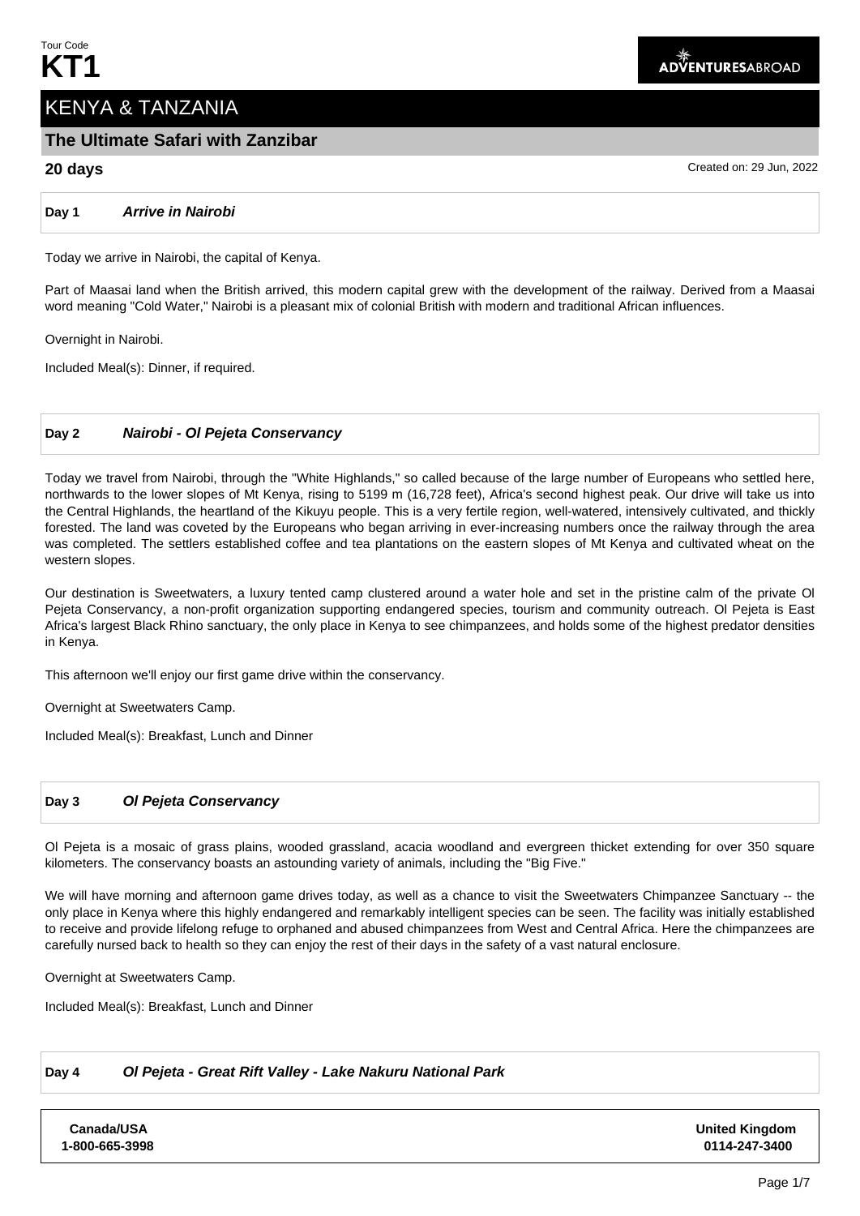Tour Code
# KT1

## KENYA & TANZANIA

### The Ultimate Safari with Zanzibar

**20 days**

Created on: 29 Jun, 2022

**Day 1** ***Arrive in Nairobi***

Today we arrive in Nairobi, the capital of Kenya.

Part of Maasai land when the British arrived, this modern capital grew with the development of the railway. Derived from a Maasai word meaning "Cold Water," Nairobi is a pleasant mix of colonial British with modern and traditional African influences.

Overnight in Nairobi.

Included Meal(s): Dinner, if required.

**Day 2** ***Nairobi - Ol Pejeta Conservancy***

Today we travel from Nairobi, through the "White Highlands," so called because of the large number of Europeans who settled here, northwards to the lower slopes of Mt Kenya, rising to 5199 m (16,728 feet), Africa's second highest peak. Our drive will take us into the Central Highlands, the heartland of the Kikuyu people. This is a very fertile region, well-watered, intensively cultivated, and thickly forested. The land was coveted by the Europeans who began arriving in ever-increasing numbers once the railway through the area was completed. The settlers established coffee and tea plantations on the eastern slopes of Mt Kenya and cultivated wheat on the western slopes.

Our destination is Sweetwaters, a luxury tented camp clustered around a water hole and set in the pristine calm of the private Ol Pejeta Conservancy, a non-profit organization supporting endangered species, tourism and community outreach. Ol Pejeta is East Africa's largest Black Rhino sanctuary, the only place in Kenya to see chimpanzees, and holds some of the highest predator densities in Kenya.

This afternoon we'll enjoy our first game drive within the conservancy.

Overnight at Sweetwaters Camp.

Included Meal(s): Breakfast, Lunch and Dinner

**Day 3** ***Ol Pejeta Conservancy***

Ol Pejeta is a mosaic of grass plains, wooded grassland, acacia woodland and evergreen thicket extending for over 350 square kilometers. The conservancy boasts an astounding variety of animals, including the "Big Five."

We will have morning and afternoon game drives today, as well as a chance to visit the Sweetwaters Chimpanzee Sanctuary -- the only place in Kenya where this highly endangered and remarkably intelligent species can be seen. The facility was initially established to receive and provide lifelong refuge to orphaned and abused chimpanzees from West and Central Africa. Here the chimpanzees are carefully nursed back to health so they can enjoy the rest of their days in the safety of a vast natural enclosure.

Overnight at Sweetwaters Camp.

Included Meal(s): Breakfast, Lunch and Dinner

**Day 4** ***Ol Pejeta - Great Rift Valley - Lake Nakuru National Park***

**Canada/USA**
**1-800-665-3998**

**United Kingdom**
**0114-247-3400**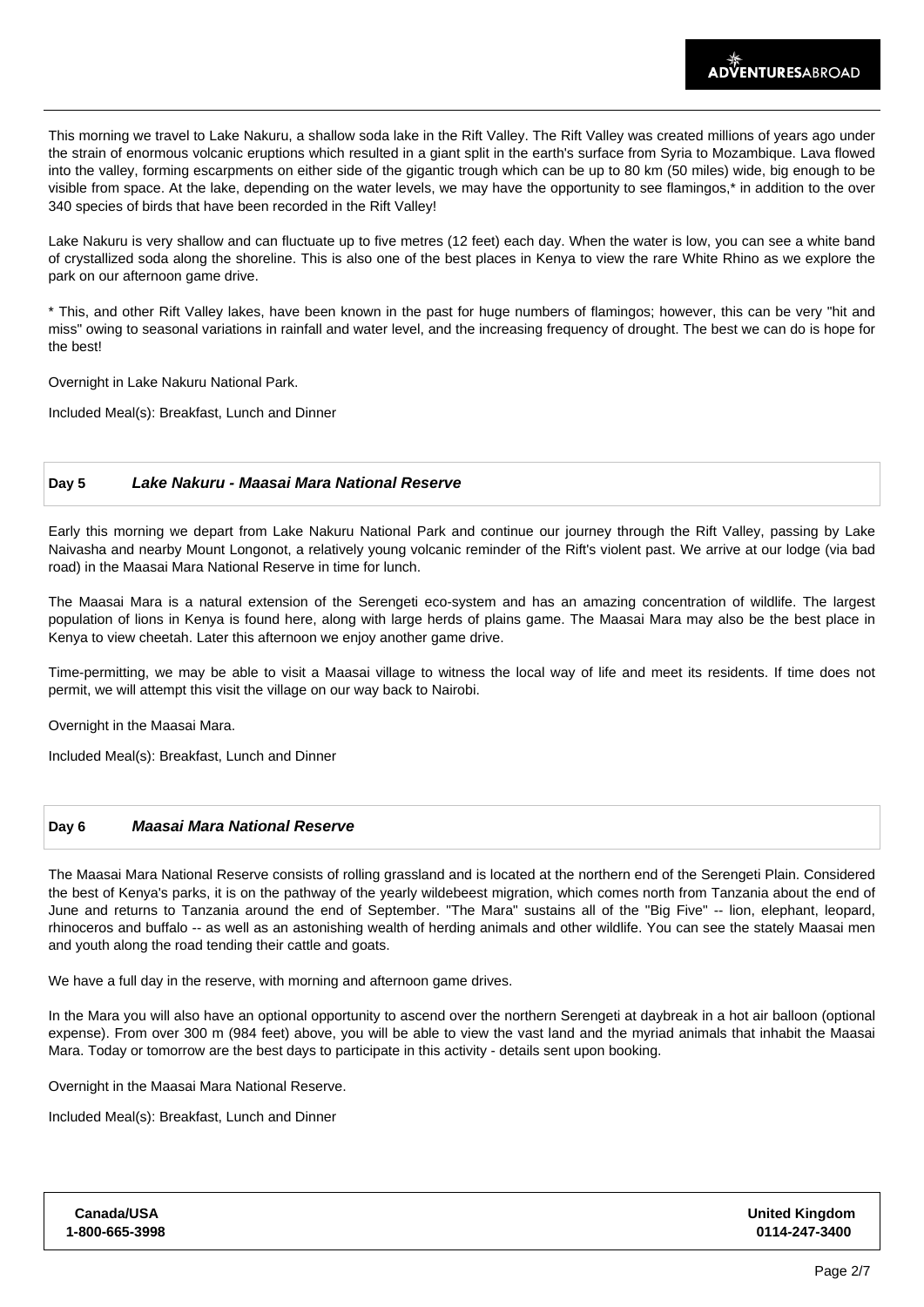This morning we travel to Lake Nakuru, a shallow soda lake in the Rift Valley. The Rift Valley was created millions of years ago under the strain of enormous volcanic eruptions which resulted in a giant split in the earth's surface from Syria to Mozambique. Lava flowed into the valley, forming escarpments on either side of the gigantic trough which can be up to 80 km (50 miles) wide, big enough to be visible from space. At the lake, depending on the water levels, we may have the opportunity to see flamingos,* in addition to the over 340 species of birds that have been recorded in the Rift Valley!

Lake Nakuru is very shallow and can fluctuate up to five metres (12 feet) each day. When the water is low, you can see a white band of crystallized soda along the shoreline. This is also one of the best places in Kenya to view the rare White Rhino as we explore the park on our afternoon game drive.

* This, and other Rift Valley lakes, have been known in the past for huge numbers of flamingos; however, this can be very "hit and miss" owing to seasonal variations in rainfall and water level, and the increasing frequency of drought. The best we can do is hope for the best!

Overnight in Lake Nakuru National Park.

Included Meal(s): Breakfast, Lunch and Dinner

## Day 5 *Lake Nakuru - Maasai Mara National Reserve*

Early this morning we depart from Lake Nakuru National Park and continue our journey through the Rift Valley, passing by Lake Naivasha and nearby Mount Longonot, a relatively young volcanic reminder of the Rift's violent past. We arrive at our lodge (via bad road) in the Maasai Mara National Reserve in time for lunch.

The Maasai Mara is a natural extension of the Serengeti eco-system and has an amazing concentration of wildlife. The largest population of lions in Kenya is found here, along with large herds of plains game. The Maasai Mara may also be the best place in Kenya to view cheetah. Later this afternoon we enjoy another game drive.

Time-permitting, we may be able to visit a Maasai village to witness the local way of life and meet its residents. If time does not permit, we will attempt this visit the village on our way back to Nairobi.

Overnight in the Maasai Mara.

Included Meal(s): Breakfast, Lunch and Dinner

## Day 6 *Maasai Mara National Reserve*

The Maasai Mara National Reserve consists of rolling grassland and is located at the northern end of the Serengeti Plain. Considered the best of Kenya's parks, it is on the pathway of the yearly wildebeest migration, which comes north from Tanzania about the end of June and returns to Tanzania around the end of September. "The Mara" sustains all of the "Big Five" -- lion, elephant, leopard, rhinoceros and buffalo -- as well as an astonishing wealth of herding animals and other wildlife. You can see the stately Maasai men and youth along the road tending their cattle and goats.

We have a full day in the reserve, with morning and afternoon game drives.

In the Mara you will also have an optional opportunity to ascend over the northern Serengeti at daybreak in a hot air balloon (optional expense). From over 300 m (984 feet) above, you will be able to view the vast land and the myriad animals that inhabit the Maasai Mara. Today or tomorrow are the best days to participate in this activity - details sent upon booking.

Overnight in the Maasai Mara National Reserve.

Included Meal(s): Breakfast, Lunch and Dinner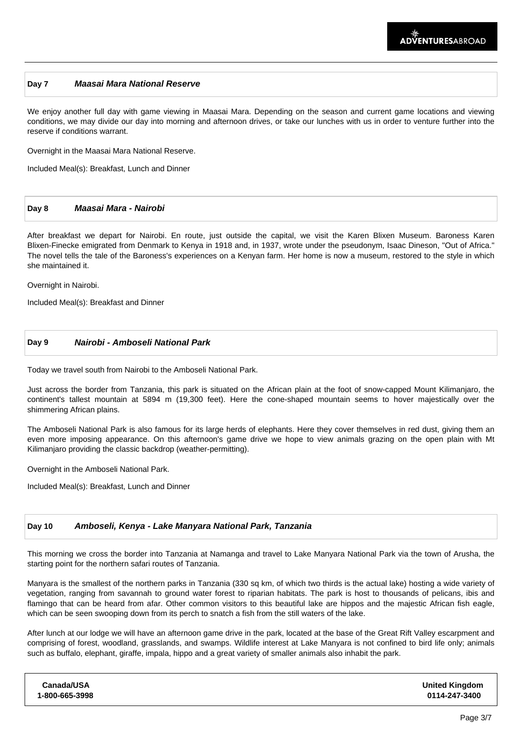## Day 7 *Maasai Mara National Reserve*

We enjoy another full day with game viewing in Maasai Mara. Depending on the season and current game locations and viewing conditions, we may divide our day into morning and afternoon drives, or take our lunches with us in order to venture further into the reserve if conditions warrant.

Overnight in the Maasai Mara National Reserve.

Included Meal(s): Breakfast, Lunch and Dinner

## Day 8 *Maasai Mara - Nairobi*

After breakfast we depart for Nairobi. En route, just outside the capital, we visit the Karen Blixen Museum. Baroness Karen Blixen-Finecke emigrated from Denmark to Kenya in 1918 and, in 1937, wrote under the pseudonym, Isaac Dineson, "Out of Africa." The novel tells the tale of the Baroness's experiences on a Kenyan farm. Her home is now a museum, restored to the style in which she maintained it.

Overnight in Nairobi.

Included Meal(s): Breakfast and Dinner

## Day 9 *Nairobi - Amboseli National Park*

Today we travel south from Nairobi to the Amboseli National Park.

Just across the border from Tanzania, this park is situated on the African plain at the foot of snow-capped Mount Kilimanjaro, the continent's tallest mountain at 5894 m (19,300 feet). Here the cone-shaped mountain seems to hover majestically over the shimmering African plains.

The Amboseli National Park is also famous for its large herds of elephants. Here they cover themselves in red dust, giving them an even more imposing appearance. On this afternoon's game drive we hope to view animals grazing on the open plain with Mt Kilimanjaro providing the classic backdrop (weather-permitting).

Overnight in the Amboseli National Park.

Included Meal(s): Breakfast, Lunch and Dinner

## Day 10 *Amboseli, Kenya - Lake Manyara National Park, Tanzania*

This morning we cross the border into Tanzania at Namanga and travel to Lake Manyara National Park via the town of Arusha, the starting point for the northern safari routes of Tanzania.

Manyara is the smallest of the northern parks in Tanzania (330 sq km, of which two thirds is the actual lake) hosting a wide variety of vegetation, ranging from savannah to ground water forest to riparian habitats. The park is host to thousands of pelicans, ibis and flamingo that can be heard from afar. Other common visitors to this beautiful lake are hippos and the majestic African fish eagle, which can be seen swooping down from its perch to snatch a fish from the still waters of the lake.

After lunch at our lodge we will have an afternoon game drive in the park, located at the base of the Great Rift Valley escarpment and comprising of forest, woodland, grasslands, and swamps. Wildlife interest at Lake Manyara is not confined to bird life only; animals such as buffalo, elephant, giraffe, impala, hippo and a great variety of smaller animals also inhabit the park.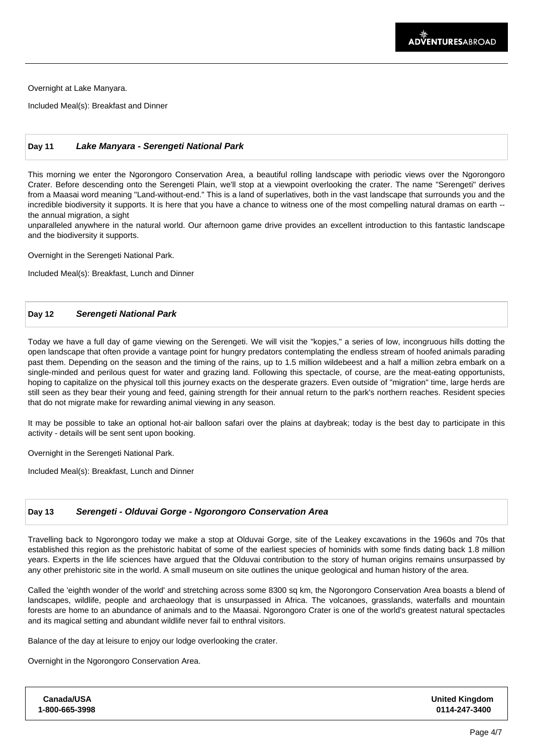Overnight at Lake Manyara.

Included Meal(s): Breakfast and Dinner

## Day 11 *Lake Manyara - Serengeti National Park*

This morning we enter the Ngorongoro Conservation Area, a beautiful rolling landscape with periodic views over the Ngorongoro Crater. Before descending onto the Serengeti Plain, we'll stop at a viewpoint overlooking the crater. The name "Serengeti" derives from a Maasai word meaning "Land-without-end." This is a land of superlatives, both in the vast landscape that surrounds you and the incredible biodiversity it supports. It is here that you have a chance to witness one of the most compelling natural dramas on earth -- the annual migration, a sight
unparalleled anywhere in the natural world. Our afternoon game drive provides an excellent introduction to this fantastic landscape and the biodiversity it supports.

Overnight in the Serengeti National Park.

Included Meal(s): Breakfast, Lunch and Dinner

## Day 12 *Serengeti National Park*

Today we have a full day of game viewing on the Serengeti. We will visit the "kopjes," a series of low, incongruous hills dotting the open landscape that often provide a vantage point for hungry predators contemplating the endless stream of hoofed animals parading past them. Depending on the season and the timing of the rains, up to 1.5 million wildebeest and a half a million zebra embark on a single-minded and perilous quest for water and grazing land. Following this spectacle, of course, are the meat-eating opportunists, hoping to capitalize on the physical toll this journey exacts on the desperate grazers. Even outside of "migration" time, large herds are still seen as they bear their young and feed, gaining strength for their annual return to the park's northern reaches. Resident species that do not migrate make for rewarding animal viewing in any season.

It may be possible to take an optional hot-air balloon safari over the plains at daybreak; today is the best day to participate in this activity - details will be sent sent upon booking.

Overnight in the Serengeti National Park.

Included Meal(s): Breakfast, Lunch and Dinner

## Day 13 *Serengeti - Olduvai Gorge - Ngorongoro Conservation Area*

Travelling back to Ngorongoro today we make a stop at Olduvai Gorge, site of the Leakey excavations in the 1960s and 70s that established this region as the prehistoric habitat of some of the earliest species of hominids with some finds dating back 1.8 million years. Experts in the life sciences have argued that the Olduvai contribution to the story of human origins remains unsurpassed by any other prehistoric site in the world. A small museum on site outlines the unique geological and human history of the area.

Called the 'eighth wonder of the world' and stretching across some 8300 sq km, the Ngorongoro Conservation Area boasts a blend of landscapes, wildlife, people and archaeology that is unsurpassed in Africa. The volcanoes, grasslands, waterfalls and mountain forests are home to an abundance of animals and to the Maasai. Ngorongoro Crater is one of the world's greatest natural spectacles and its magical setting and abundant wildlife never fail to enthral visitors.

Balance of the day at leisure to enjoy our lodge overlooking the crater.

Overnight in the Ngorongoro Conservation Area.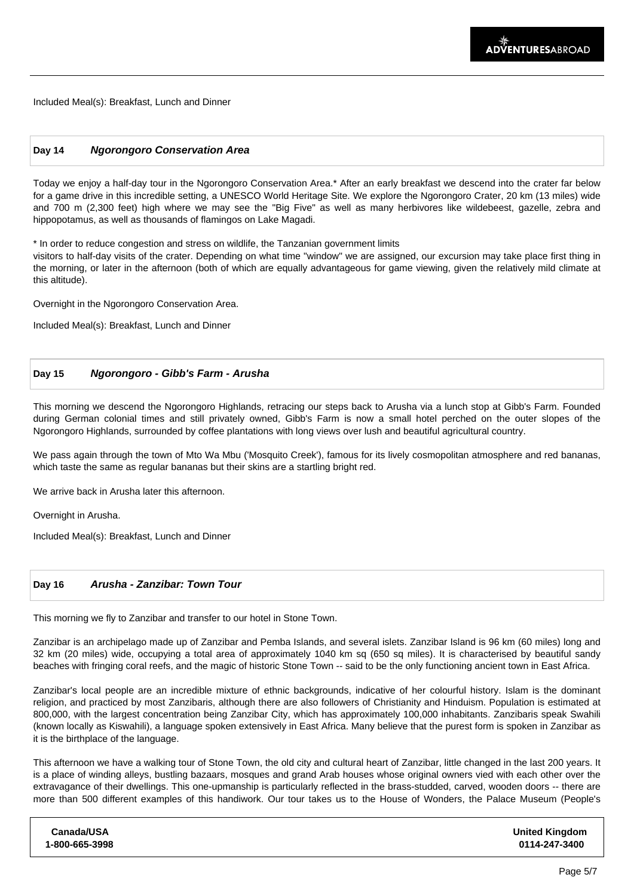Included Meal(s): Breakfast, Lunch and Dinner

## Day 14 *Ngorongoro Conservation Area*

Today we enjoy a half-day tour in the Ngorongoro Conservation Area.* After an early breakfast we descend into the crater far below for a game drive in this incredible setting, a UNESCO World Heritage Site. We explore the Ngorongoro Crater, 20 km (13 miles) wide and 700 m (2,300 feet) high where we may see the "Big Five" as well as many herbivores like wildebeest, gazelle, zebra and hippopotamus, as well as thousands of flamingos on Lake Magadi.

* In order to reduce congestion and stress on wildlife, the Tanzanian government limits visitors to half-day visits of the crater. Depending on what time "window" we are assigned, our excursion may take place first thing in the morning, or later in the afternoon (both of which are equally advantageous for game viewing, given the relatively mild climate at this altitude).

Overnight in the Ngorongoro Conservation Area.

Included Meal(s): Breakfast, Lunch and Dinner

## Day 15 *Ngorongoro - Gibb's Farm - Arusha*

This morning we descend the Ngorongoro Highlands, retracing our steps back to Arusha via a lunch stop at Gibb's Farm. Founded during German colonial times and still privately owned, Gibb's Farm is now a small hotel perched on the outer slopes of the Ngorongoro Highlands, surrounded by coffee plantations with long views over lush and beautiful agricultural country.

We pass again through the town of Mto Wa Mbu ('Mosquito Creek'), famous for its lively cosmopolitan atmosphere and red bananas, which taste the same as regular bananas but their skins are a startling bright red.

We arrive back in Arusha later this afternoon.

Overnight in Arusha.

Included Meal(s): Breakfast, Lunch and Dinner

## Day 16 *Arusha - Zanzibar: Town Tour*

This morning we fly to Zanzibar and transfer to our hotel in Stone Town.

Zanzibar is an archipelago made up of Zanzibar and Pemba Islands, and several islets. Zanzibar Island is 96 km (60 miles) long and 32 km (20 miles) wide, occupying a total area of approximately 1040 km sq (650 sq miles). It is characterised by beautiful sandy beaches with fringing coral reefs, and the magic of historic Stone Town -- said to be the only functioning ancient town in East Africa.

Zanzibar's local people are an incredible mixture of ethnic backgrounds, indicative of her colourful history. Islam is the dominant religion, and practiced by most Zanzibaris, although there are also followers of Christianity and Hinduism. Population is estimated at 800,000, with the largest concentration being Zanzibar City, which has approximately 100,000 inhabitants. Zanzibaris speak Swahili (known locally as Kiswahili), a language spoken extensively in East Africa. Many believe that the purest form is spoken in Zanzibar as it is the birthplace of the language.

This afternoon we have a walking tour of Stone Town, the old city and cultural heart of Zanzibar, little changed in the last 200 years. It is a place of winding alleys, bustling bazaars, mosques and grand Arab houses whose original owners vied with each other over the extravagance of their dwellings. This one-upmanship is particularly reflected in the brass-studded, carved, wooden doors -- there are more than 500 different examples of this handiwork. Our tour takes us to the House of Wonders, the Palace Museum (People's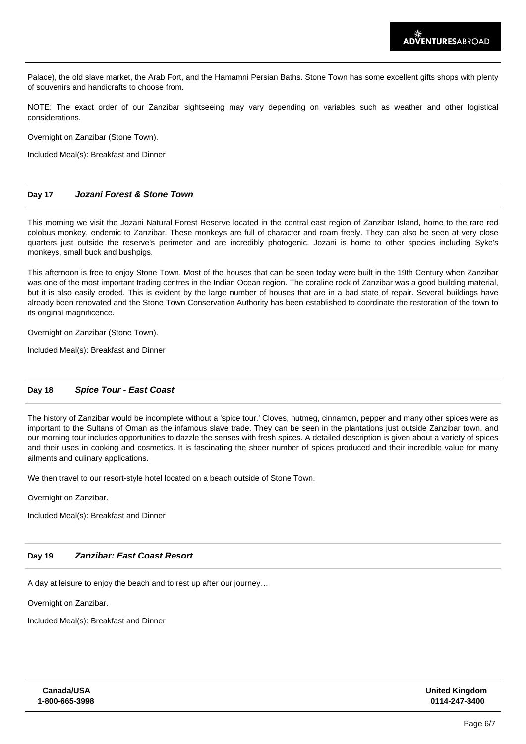Palace), the old slave market, the Arab Fort, and the Hamamni Persian Baths. Stone Town has some excellent gifts shops with plenty of souvenirs and handicrafts to choose from.

NOTE: The exact order of our Zanzibar sightseeing may vary depending on variables such as weather and other logistical considerations.

Overnight on Zanzibar (Stone Town).

Included Meal(s): Breakfast and Dinner

### Day 17 *Jozani Forest & Stone Town*

This morning we visit the Jozani Natural Forest Reserve located in the central east region of Zanzibar Island, home to the rare red colobus monkey, endemic to Zanzibar. These monkeys are full of character and roam freely. They can also be seen at very close quarters just outside the reserve's perimeter and are incredibly photogenic. Jozani is home to other species including Syke's monkeys, small buck and bushpigs.

This afternoon is free to enjoy Stone Town. Most of the houses that can be seen today were built in the 19th Century when Zanzibar was one of the most important trading centres in the Indian Ocean region. The coraline rock of Zanzibar was a good building material, but it is also easily eroded. This is evident by the large number of houses that are in a bad state of repair. Several buildings have already been renovated and the Stone Town Conservation Authority has been established to coordinate the restoration of the town to its original magnificence.

Overnight on Zanzibar (Stone Town).

Included Meal(s): Breakfast and Dinner

### Day 18 *Spice Tour - East Coast*

The history of Zanzibar would be incomplete without a 'spice tour.' Cloves, nutmeg, cinnamon, pepper and many other spices were as important to the Sultans of Oman as the infamous slave trade. They can be seen in the plantations just outside Zanzibar town, and our morning tour includes opportunities to dazzle the senses with fresh spices. A detailed description is given about a variety of spices and their uses in cooking and cosmetics. It is fascinating the sheer number of spices produced and their incredible value for many ailments and culinary applications.

We then travel to our resort-style hotel located on a beach outside of Stone Town.

Overnight on Zanzibar.

Included Meal(s): Breakfast and Dinner

### Day 19 *Zanzibar: East Coast Resort*

A day at leisure to enjoy the beach and to rest up after our journey…

Overnight on Zanzibar.

Included Meal(s): Breakfast and Dinner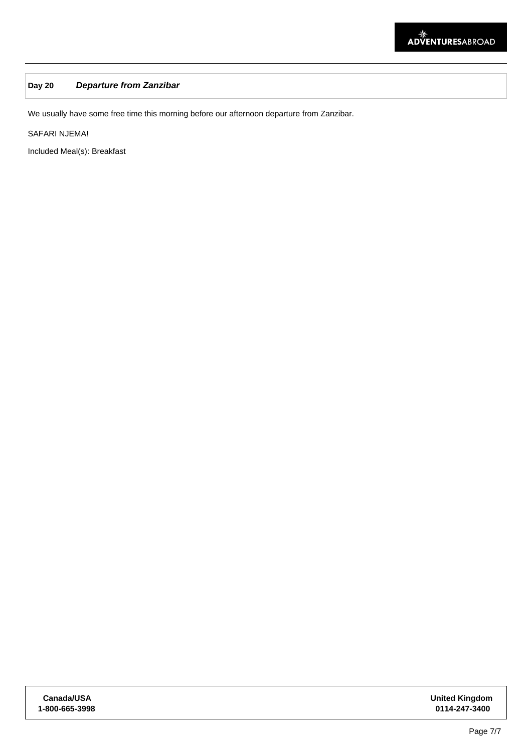**Day 20** ***Departure from Zanzibar***

We usually have some free time this morning before our afternoon departure from Zanzibar.

SAFARI NJEMA!

Included Meal(s): Breakfast

**Canada/USA**
**1-800-665-3998**

**United Kingdom**
**0114-247-3400**